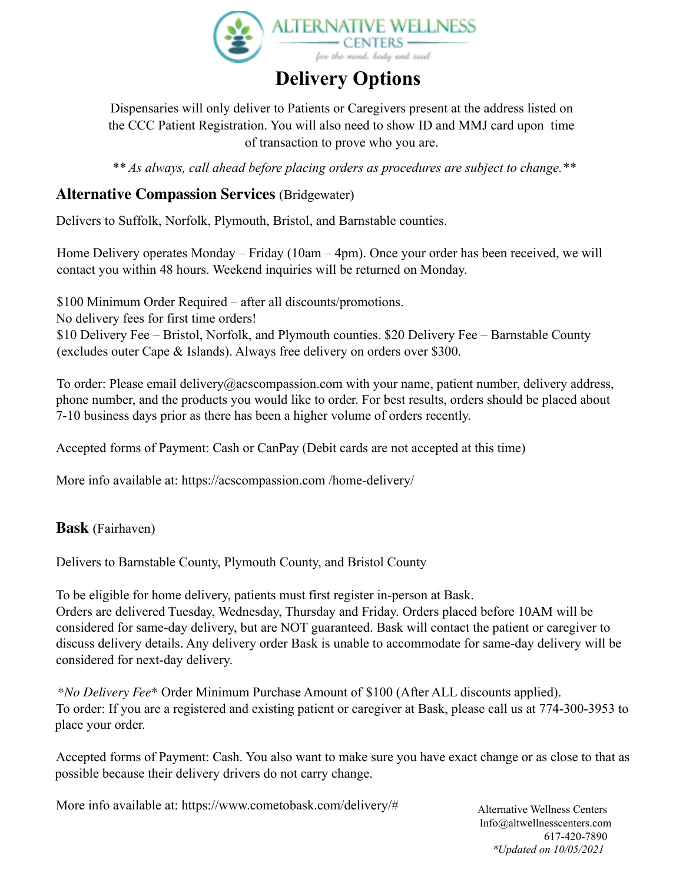# Delivery Options

Dispensaries will only deliver to Patients or Caregivers present at the address listed on the CCC Patient Registration. You will also need to show ID and MMJ card upon time of transaction to prove who you are.

*** As always, call ahead before placing orders as procedures are subject to change.***

## **Alternative Compassion Services** (Bridgewater)

Delivers to Suffolk, Norfolk, Plymouth, Bristol, and Barnstable counties.

Home Delivery operates Monday – Friday (10am – 4pm). Once your order has been received, we will contact you within 48 hours. Weekend inquiries will be returned on Monday.

$100 Minimum Order Required – after all discounts/promotions.
No delivery fees for first time orders!
$10 Delivery Fee – Bristol, Norfolk, and Plymouth counties. $20 Delivery Fee – Barnstable County (excludes outer Cape & Islands). Always free delivery on orders over $300.

To order: Please email delivery@acscompassion.com with your name, patient number, delivery address, phone number, and the products you would like to order. For best results, orders should be placed about 7-10 business days prior as there has been a higher volume of orders recently.

Accepted forms of Payment: Cash or CanPay (Debit cards are not accepted at this time)

More info available at: https://acscompassion.com /home-delivery/

## **Bask** (Fairhaven)

Delivers to Barnstable County, Plymouth County, and Bristol County

To be eligible for home delivery, patients must first register in-person at Bask.
Orders are delivered Tuesday, Wednesday, Thursday and Friday. Orders placed before 10AM will be considered for same-day delivery, but are NOT guaranteed. Bask will contact the patient or caregiver to discuss delivery details. Any delivery order Bask is unable to accommodate for same-day delivery will be considered for next-day delivery.

**No Delivery Fee** Order Minimum Purchase Amount of $100 (After ALL discounts applied).
To order: If you are a registered and existing patient or caregiver at Bask, please call us at 774-300-3953 to place your order.

Accepted forms of Payment: Cash. You also want to make sure you have exact change or as close to that as possible because their delivery drivers do not carry change.

More info available at: https://www.cometobask.com/delivery/#

Alternative Wellness Centers
Info@altwellnesscenters.com
617-420-7890
*Updated on 10/05/2021*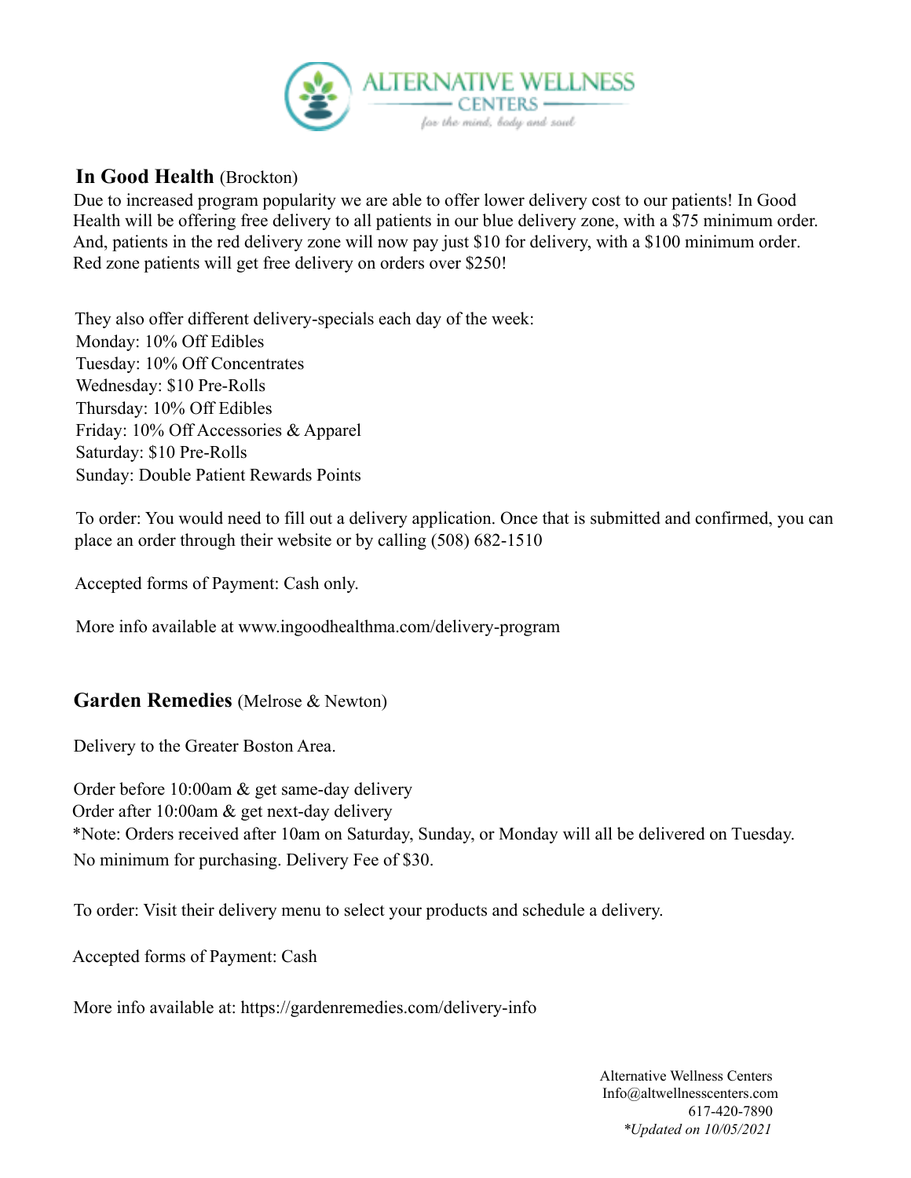## **In Good Health** (Brockton)

Due to increased program popularity we are able to offer lower delivery cost to our patients! In Good Health will be offering free delivery to all patients in our blue delivery zone, with a $75 minimum order. And, patients in the red delivery zone will now pay just $10 for delivery, with a $100 minimum order. Red zone patients will get free delivery on orders over $250!

They also offer different delivery-specials each day of the week:
Monday: 10% Off Edibles
Tuesday: 10% Off Concentrates
Wednesday: $10 Pre-Rolls
Thursday: 10% Off Edibles
Friday: 10% Off Accessories & Apparel
Saturday: $10 Pre-Rolls
Sunday: Double Patient Rewards Points

To order: You would need to fill out a delivery application. Once that is submitted and confirmed, you can place an order through their website or by calling (508) 682-1510

Accepted forms of Payment: Cash only.

More info available at www.ingoodhealthma.com/delivery-program

## **Garden Remedies** (Melrose & Newton)

Delivery to the Greater Boston Area.

Order before 10:00am & get same-day delivery
Order after 10:00am & get next-day delivery
*Note: Orders received after 10am on Saturday, Sunday, or Monday will all be delivered on Tuesday.
No minimum for purchasing. Delivery Fee of $30.

To order: Visit their delivery menu to select your products and schedule a delivery.

Accepted forms of Payment: Cash

More info available at: https://gardenremedies.com/delivery-info

Alternative Wellness Centers
Info@altwellnesscenters.com
617-420-7890
*Updated on 10/05/2021*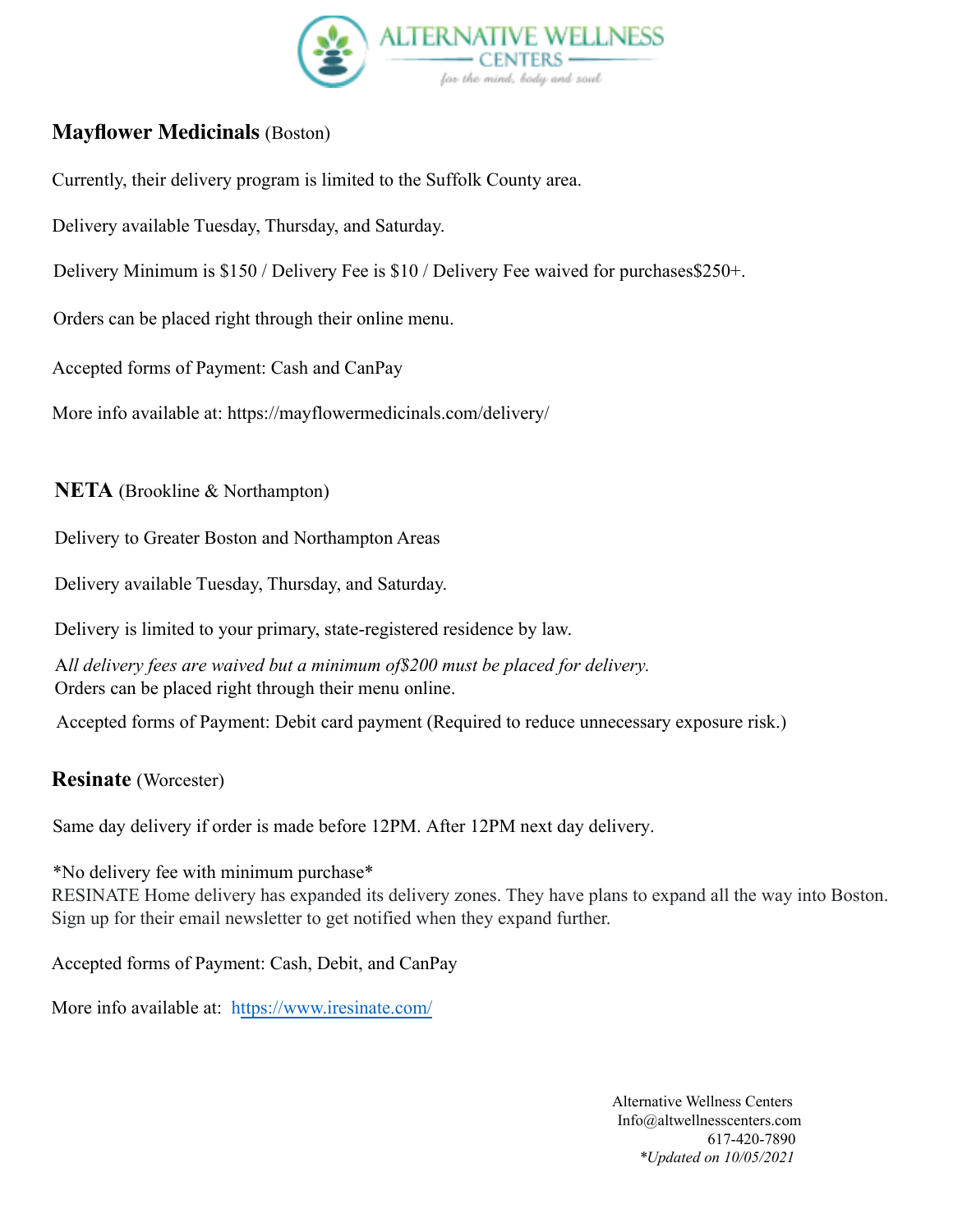**Mayflower Medicinals** (Boston)

Currently, their delivery program is limited to the Suffolk County area.

Delivery available Tuesday, Thursday, and Saturday.

Delivery Minimum is $150 / Delivery Fee is $10 / Delivery Fee waived for purchases$250+.

Orders can be placed right through their online menu.

Accepted forms of Payment: Cash and CanPay

More info available at: https://mayflowermedicinals.com/delivery/

**NETA** (Brookline & Northampton)

Delivery to Greater Boston and Northampton Areas

Delivery available Tuesday, Thursday, and Saturday.

Delivery is limited to your primary, state-registered residence by law.

A*ll delivery fees are waived but a minimum of$200 must be placed for delivery.*
Orders can be placed right through their menu online.

Accepted forms of Payment: Debit card payment (Required to reduce unnecessary exposure risk.)

**Resinate** (Worcester)

Same day delivery if order is made before 12PM. After 12PM next day delivery.

*No delivery fee with minimum purchase*
RESINATE Home delivery has expanded its delivery zones. They have plans to expand all the way into Boston. Sign up for their email newsletter to get notified when they expand further.

Accepted forms of Payment: Cash, Debit, and CanPay

More info available at: https://www.iresinate.com/

Alternative Wellness Centers
Info@altwellnesscenters.com
617-420-7890
*\*Updated on 10/05/2021*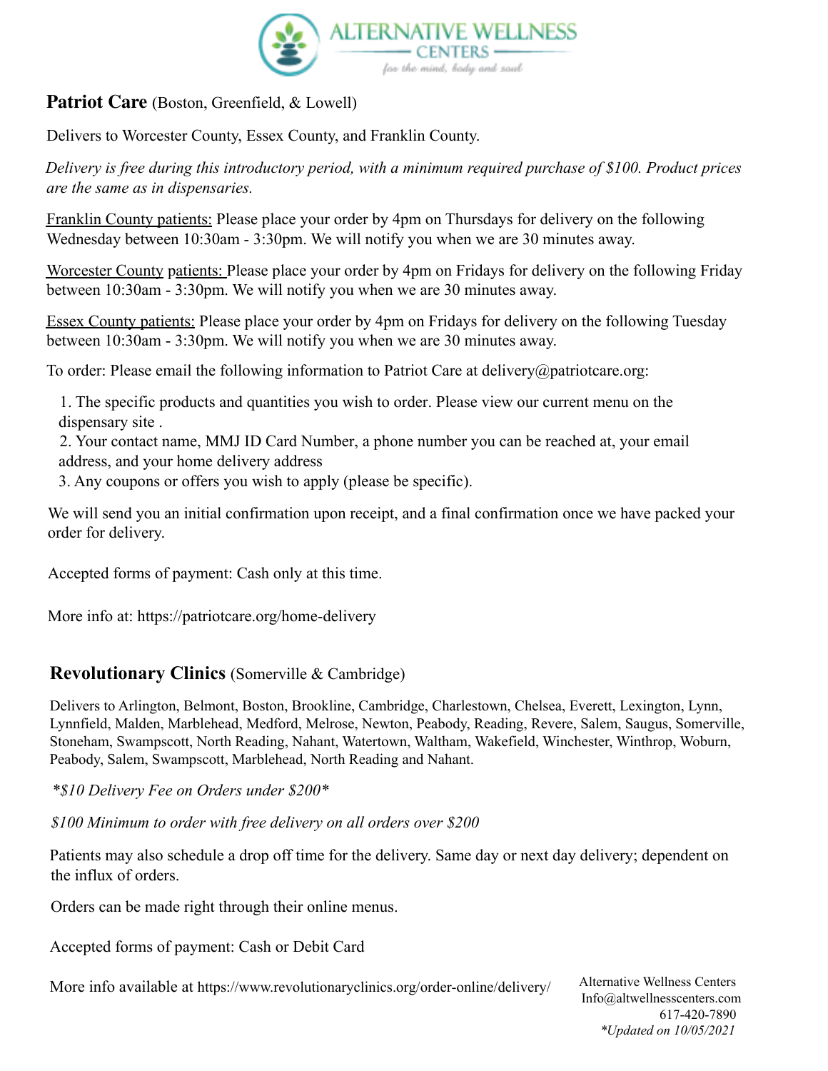## **Patriot Care** (Boston, Greenfield, & Lowell)

Delivers to Worcester County, Essex County, and Franklin County.

*Delivery is free during this introductory period, with a minimum required purchase of $100. Product prices are the same as in dispensaries.*

Franklin County patients: Please place your order by 4pm on Thursdays for delivery on the following Wednesday between 10:30am - 3:30pm. We will notify you when we are 30 minutes away.

Worcester County patients: Please place your order by 4pm on Fridays for delivery on the following Friday between 10:30am - 3:30pm. We will notify you when we are 30 minutes away.

Essex County patients: Please place your order by 4pm on Fridays for delivery on the following Tuesday between 10:30am - 3:30pm. We will notify you when we are 30 minutes away.

To order: Please email the following information to Patriot Care at delivery@patriotcare.org:

1. The specific products and quantities you wish to order. Please view our current menu on the dispensary site .
2. Your contact name, MMJ ID Card Number, a phone number you can be reached at, your email address, and your home delivery address
3. Any coupons or offers you wish to apply (please be specific).

We will send you an initial confirmation upon receipt, and a final confirmation once we have packed your order for delivery.

Accepted forms of payment: Cash only at this time.

More info at: https://patriotcare.org/home-delivery

## **Revolutionary Clinics** (Somerville & Cambridge)

Delivers to Arlington, Belmont, Boston, Brookline, Cambridge, Charlestown, Chelsea, Everett, Lexington, Lynn, Lynnfield, Malden, Marblehead, Medford, Melrose, Newton, Peabody, Reading, Revere, Salem, Saugus, Somerville, Stoneham, Swampscott, North Reading, Nahant, Watertown, Waltham, Wakefield, Winchester, Winthrop, Woburn, Peabody, Salem, Swampscott, Marblehead, North Reading and Nahant.

*\*$10 Delivery Fee on Orders under $200\**

*$100 Minimum to order with free delivery on all orders over $200*

Patients may also schedule a drop off time for the delivery. Same day or next day delivery; dependent on the influx of orders.

Orders can be made right through their online menus.

Accepted forms of payment: Cash or Debit Card

More info available at https://www.revolutionaryclinics.org/order-online/delivery/

Alternative Wellness Centers
Info@altwellnesscenters.com
617-420-7890
*\*Updated on 10/05/2021*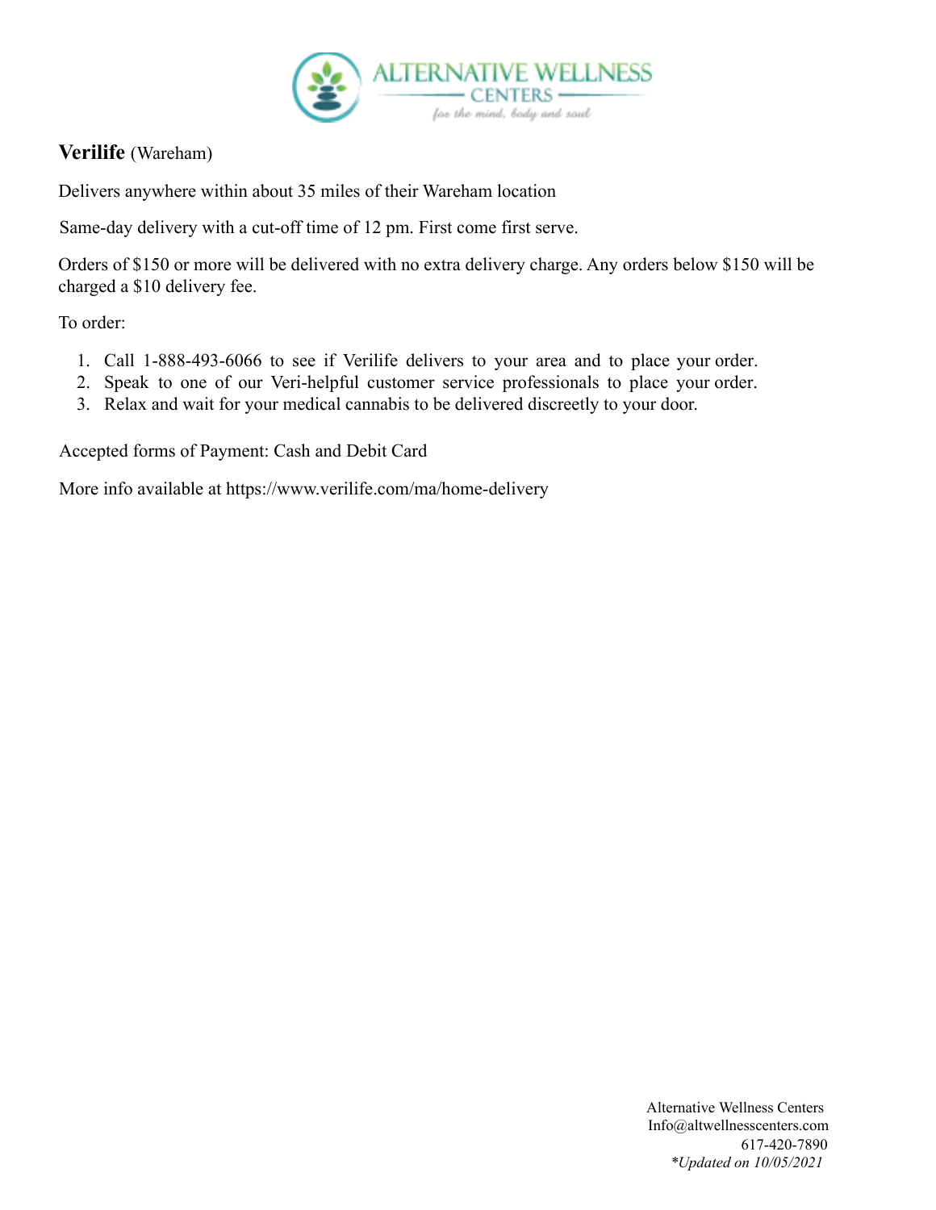ALTERNATIVE WELLNESS CENTERS

*for the mind, body and soul*

**Verilife** (Wareham)

Delivers anywhere within about 35 miles of their Wareham location

Same-day delivery with a cut-off time of 12 pm. First come first serve.

Orders of $150 or more will be delivered with no extra delivery charge. Any orders below $150 will be charged a $10 delivery fee.

To order:

1. Call 1-888-493-6066 to see if Verilife delivers to your area and to place your order.
2. Speak to one of our Veri-helpful customer service professionals to place your order.
3. Relax and wait for your medical cannabis to be delivered discreetly to your door.

Accepted forms of Payment: Cash and Debit Card

More info available at https://www.verilife.com/ma/home-delivery

Alternative Wellness Centers
Info@altwellnesscenters.com
617-420-7890
*\*Updated on 10/05/2021*